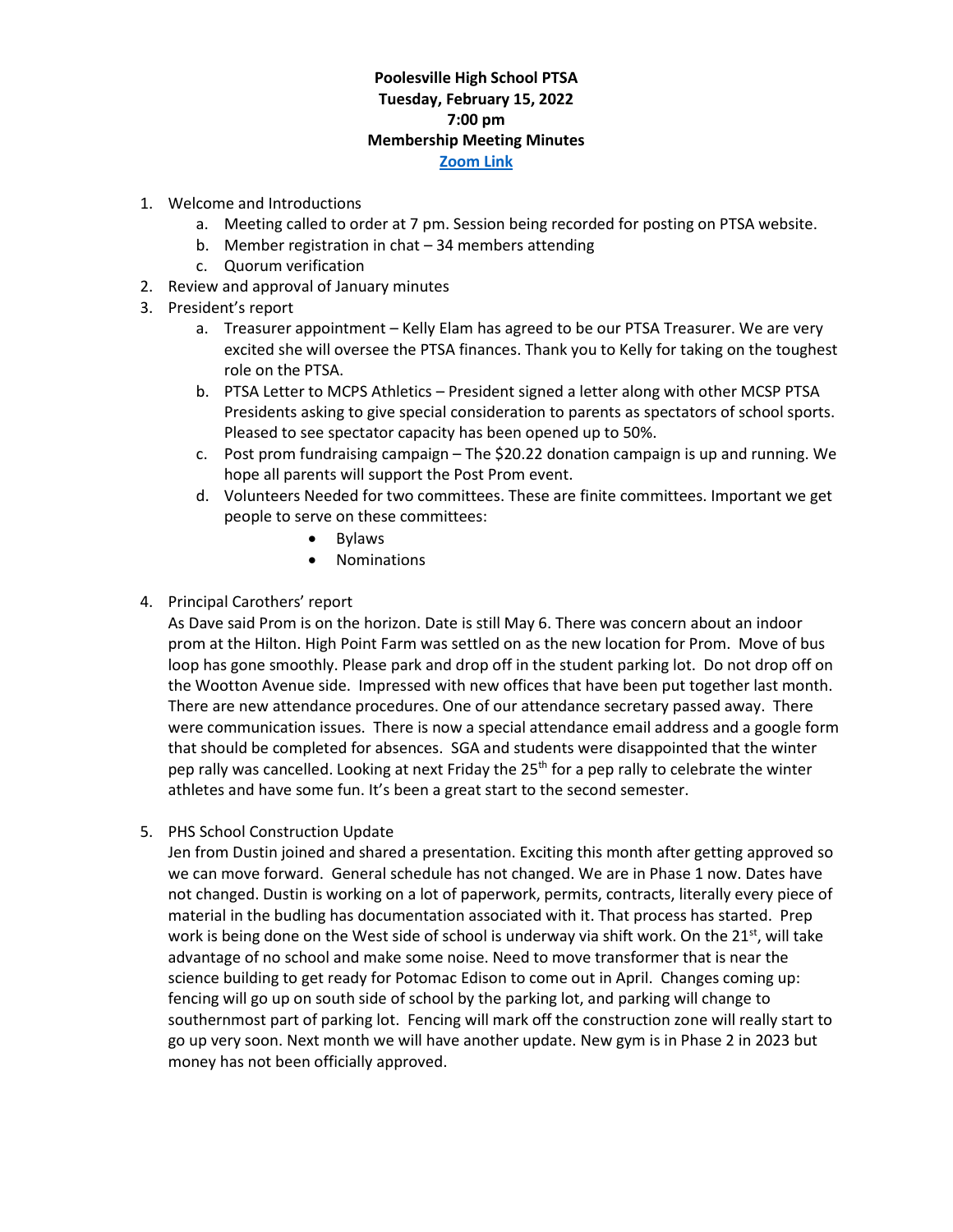**Poolesville High School PTSA**
**Tuesday, February 15, 2022**
**7:00 pm**
**Membership Meeting Minutes**
**[Zoom Link]**

1. Welcome and Introductions
   a. Meeting called to order at 7 pm. Session being recorded for posting on PTSA website.
   b. Member registration in chat – 34 members attending
   c. Quorum verification
2. Review and approval of January minutes
3. President's report
   a. Treasurer appointment – Kelly Elam has agreed to be our PTSA Treasurer. We are very excited she will oversee the PTSA finances. Thank you to Kelly for taking on the toughest role on the PTSA.
   b. PTSA Letter to MCPS Athletics – President signed a letter along with other MCSP PTSA Presidents asking to give special consideration to parents as spectators of school sports. Pleased to see spectator capacity has been opened up to 50%.
   c. Post prom fundraising campaign – The $20.22 donation campaign is up and running. We hope all parents will support the Post Prom event.
   d. Volunteers Needed for two committees. These are finite committees. Important we get people to serve on these committees:
      - Bylaws
      - Nominations

4. Principal Carothers' report
   As Dave said Prom is on the horizon. Date is still May 6. There was concern about an indoor prom at the Hilton. High Point Farm was settled on as the new location for Prom. Move of bus loop has gone smoothly. Please park and drop off in the student parking lot. Do not drop off on the Wootton Avenue side. Impressed with new offices that have been put together last month. There are new attendance procedures. One of our attendance secretary passed away. There were communication issues. There is now a special attendance email address and a google form that should be completed for absences. SGA and students were disappointed that the winter pep rally was cancelled. Looking at next Friday the 25th for a pep rally to celebrate the winter athletes and have some fun. It's been a great start to the second semester.

5. PHS School Construction Update
   Jen from Dustin joined and shared a presentation. Exciting this month after getting approved so we can move forward. General schedule has not changed. We are in Phase 1 now. Dates have not changed. Dustin is working on a lot of paperwork, permits, contracts, literally every piece of material in the budling has documentation associated with it. That process has started. Prep work is being done on the West side of school is underway via shift work. On the 21st, will take advantage of no school and make some noise. Need to move transformer that is near the science building to get ready for Potomac Edison to come out in April. Changes coming up: fencing will go up on south side of school by the parking lot, and parking will change to southernmost part of parking lot. Fencing will mark off the construction zone will really start to go up very soon. Next month we will have another update. New gym is in Phase 2 in 2023 but money has not been officially approved.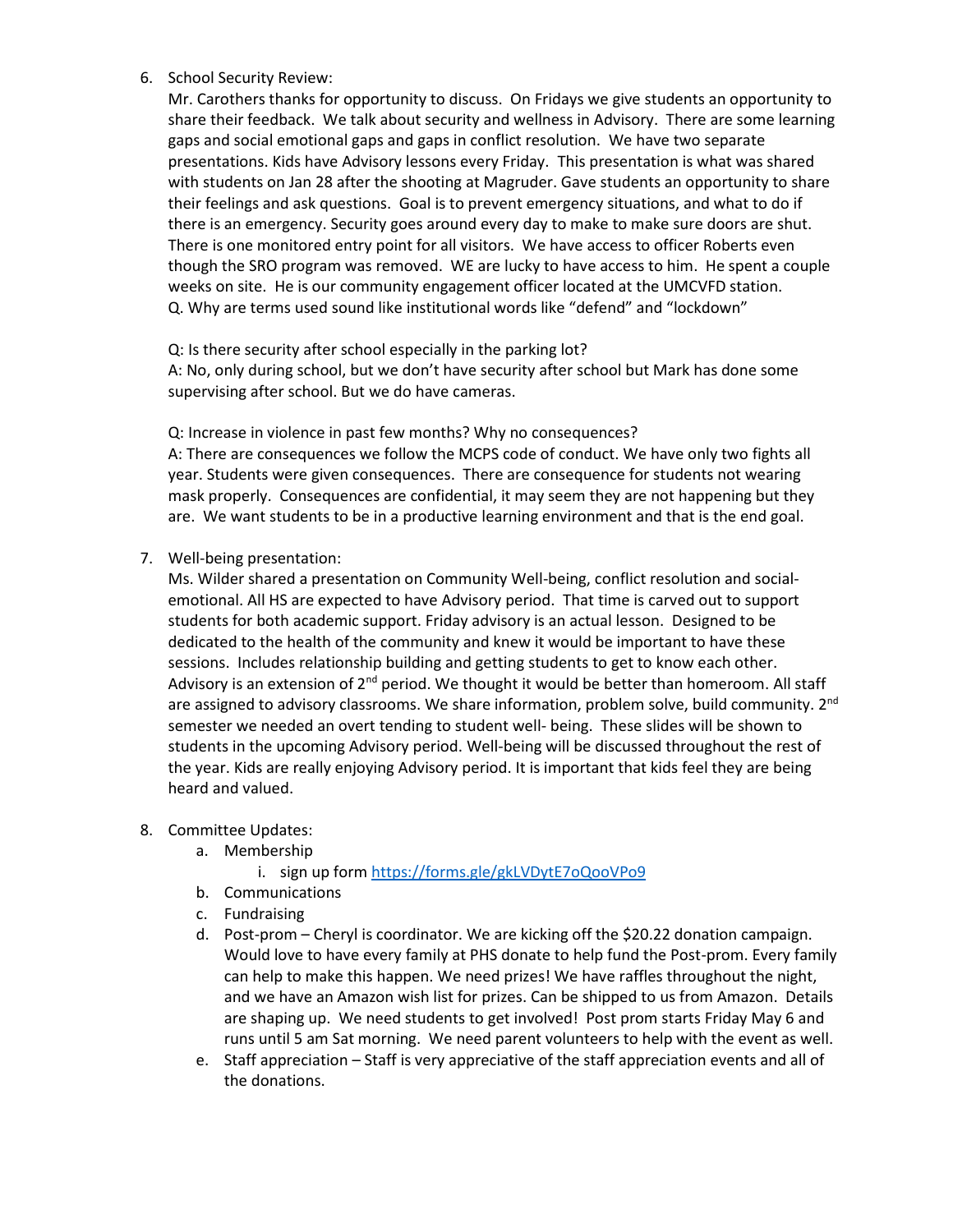6. School Security Review:
   Mr. Carothers thanks for opportunity to discuss. On Fridays we give students an opportunity to share their feedback. We talk about security and wellness in Advisory. There are some learning gaps and social emotional gaps and gaps in conflict resolution. We have two separate presentations. Kids have Advisory lessons every Friday. This presentation is what was shared with students on Jan 28 after the shooting at Magruder. Gave students an opportunity to share their feelings and ask questions. Goal is to prevent emergency situations, and what to do if there is an emergency. Security goes around every day to make to make sure doors are shut. There is one monitored entry point for all visitors. We have access to officer Roberts even though the SRO program was removed. WE are lucky to have access to him. He spent a couple weeks on site. He is our community engagement officer located at the UMCVFD station.
   Q. Why are terms used sound like institutional words like "defend" and "lockdown"

   Q: Is there security after school especially in the parking lot?
   A: No, only during school, but we don't have security after school but Mark has done some supervising after school. But we do have cameras.

   Q: Increase in violence in past few months? Why no consequences?
   A: There are consequences we follow the MCPS code of conduct. We have only two fights all year. Students were given consequences. There are consequence for students not wearing mask properly. Consequences are confidential, it may seem they are not happening but they are. We want students to be in a productive learning environment and that is the end goal.

7. Well-being presentation:
   Ms. Wilder shared a presentation on Community Well-being, conflict resolution and social-emotional. All HS are expected to have Advisory period. That time is carved out to support students for both academic support. Friday advisory is an actual lesson. Designed to be dedicated to the health of the community and knew it would be important to have these sessions. Includes relationship building and getting students to get to know each other. Advisory is an extension of 2nd period. We thought it would be better than homeroom. All staff are assigned to advisory classrooms. We share information, problem solve, build community. 2nd semester we needed an overt tending to student well- being. These slides will be shown to students in the upcoming Advisory period. Well-being will be discussed throughout the rest of the year. Kids are really enjoying Advisory period. It is important that kids feel they are being heard and valued.

8. Committee Updates:
   a. Membership
      i. sign up form https://forms.gle/gkLVDytE7oQooVPo9
   b. Communications
   c. Fundraising
   d. Post-prom – Cheryl is coordinator. We are kicking off the $20.22 donation campaign. Would love to have every family at PHS donate to help fund the Post-prom. Every family can help to make this happen. We need prizes! We have raffles throughout the night, and we have an Amazon wish list for prizes. Can be shipped to us from Amazon. Details are shaping up. We need students to get involved! Post prom starts Friday May 6 and runs until 5 am Sat morning. We need parent volunteers to help with the event as well.
   e. Staff appreciation – Staff is very appreciative of the staff appreciation events and all of the donations.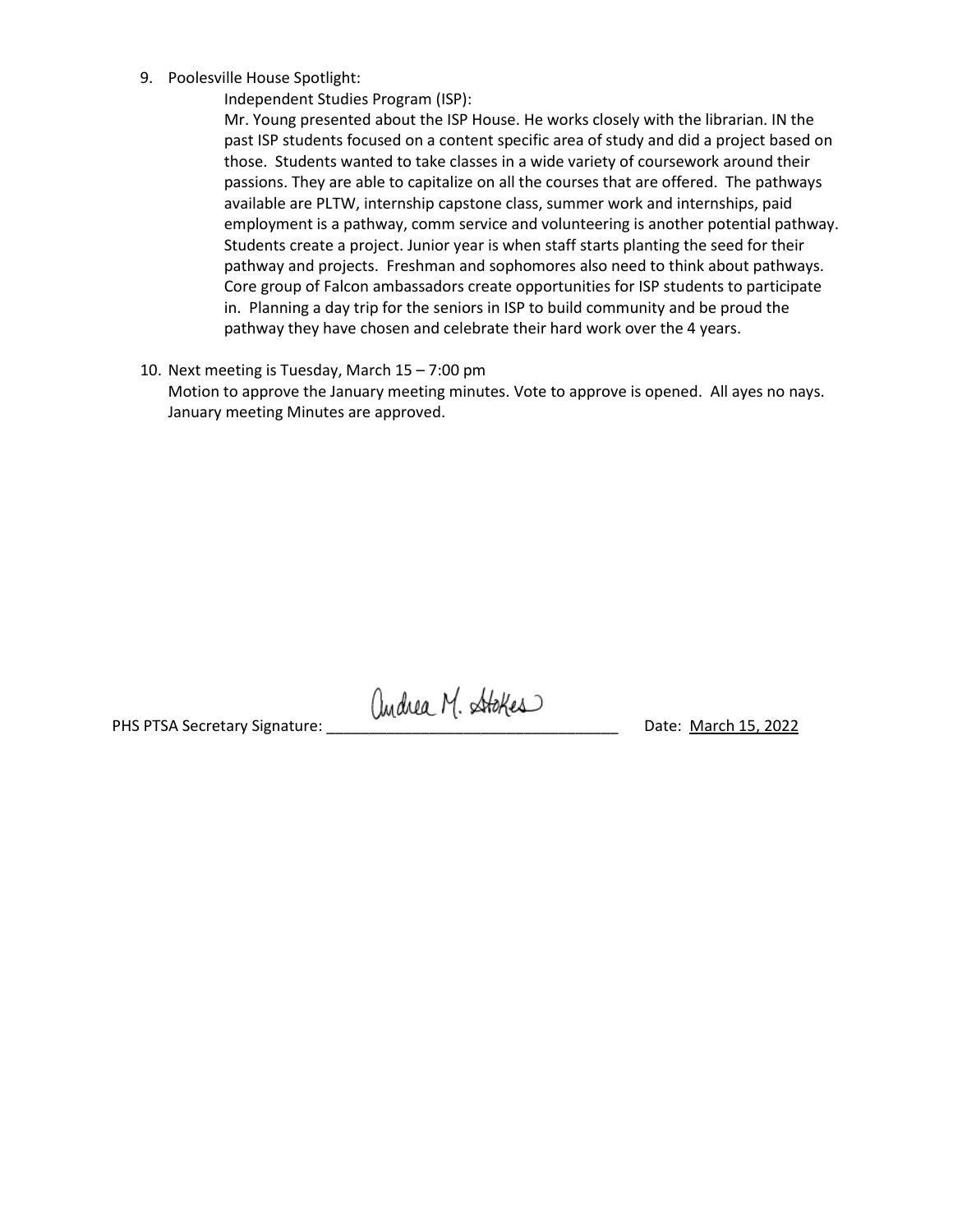9. Poolesville House Spotlight:

   Independent Studies Program (ISP):

   Mr. Young presented about the ISP House. He works closely with the librarian. IN the past ISP students focused on a content specific area of study and did a project based on those. Students wanted to take classes in a wide variety of coursework around their passions. They are able to capitalize on all the courses that are offered. The pathways available are PLTW, internship capstone class, summer work and internships, paid employment is a pathway, comm service and volunteering is another potential pathway. Students create a project. Junior year is when staff starts planting the seed for their pathway and projects. Freshman and sophomores also need to think about pathways. Core group of Falcon ambassadors create opportunities for ISP students to participate in. Planning a day trip for the seniors in ISP to build community and be proud the pathway they have chosen and celebrate their hard work over the 4 years.

10. Next meeting is Tuesday, March 15 – 7:00 pm

    Motion to approve the January meeting minutes. Vote to approve is opened. All ayes no nays. January meeting Minutes are approved.

PHS PTSA Secretary Signature: Andrea M. Stokes Date: March 15, 2022